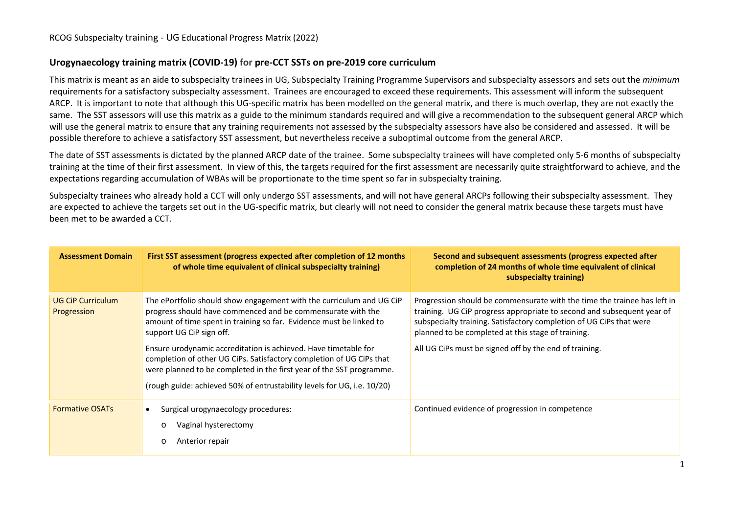RCOG Subspecialty training - UG Educational Progress Matrix (2022)

## Urogynaecology training matrix (COVID-19) for pre-CCT SSTs on pre-2019 core curriculum

This matrix is meant as an aide to subspecialty trainees in UG, Subspecialty Training Programme Supervisors and subspecialty assessors and sets out the *minimum* requirements for a satisfactory subspecialty assessment. Trainees are encouraged to exceed these requirements. This assessment will inform the subsequent ARCP. It is important to note that although this UG-specific matrix has been modelled on the general matrix, and there is much overlap, they are not exactly the same. The SST assessors will use this matrix as a guide to the minimum standards required and will give a recommendation to the subsequent general ARCP which will use the general matrix to ensure that any training requirements not assessed by the subspecialty assessors have also be considered and assessed. It will be possible therefore to achieve a satisfactory SST assessment, but nevertheless receive a suboptimal outcome from the general ARCP.

The date of SST assessments is dictated by the planned ARCP date of the trainee. Some subspecialty trainees will have completed only 5-6 months of subspecialty training at the time of their first assessment. In view of this, the targets required for the first assessment are necessarily quite straightforward to achieve, and the expectations regarding accumulation of WBAs will be proportionate to the time spent so far in subspecialty training.

Subspecialty trainees who already hold a CCT will only undergo SST assessments, and will not have general ARCPs following their subspecialty assessment. They are expected to achieve the targets set out in the UG-specific matrix, but clearly will not need to consider the general matrix because these targets must have been met to be awarded a CCT.

| Assessment Domain | First SST assessment (progress expected after completion of 12 months of whole time equivalent of clinical subspecialty training) | Second and subsequent assessments (progress expected after completion of 24 months of whole time equivalent of clinical subspecialty training) |
|---|---|---|
| UG CiP Curriculum Progression | The ePortfolio should show engagement with the curriculum and UG CiP progress should have commenced and be commensurate with the amount of time spent in training so far. Evidence must be linked to support UG CiP sign off.<br><br>Ensure urodynamic accreditation is achieved. Have timetable for completion of other UG CiPs. Satisfactory completion of UG CiPs that were planned to be completed in the first year of the SST programme.<br><br>(rough guide: achieved 50% of entrustability levels for UG, i.e. 10/20) | Progression should be commensurate with the time the trainee has left in training. UG CiP progress appropriate to second and subsequent year of subspecialty training. Satisfactory completion of UG CiPs that were planned to be completed at this stage of training.<br><br>All UG CiPs must be signed off by the end of training. |
| Formative OSATs | • Surgical urogynaecology procedures:<br>  o Vaginal hysterectomy<br>  o Anterior repair | Continued evidence of progression in competence |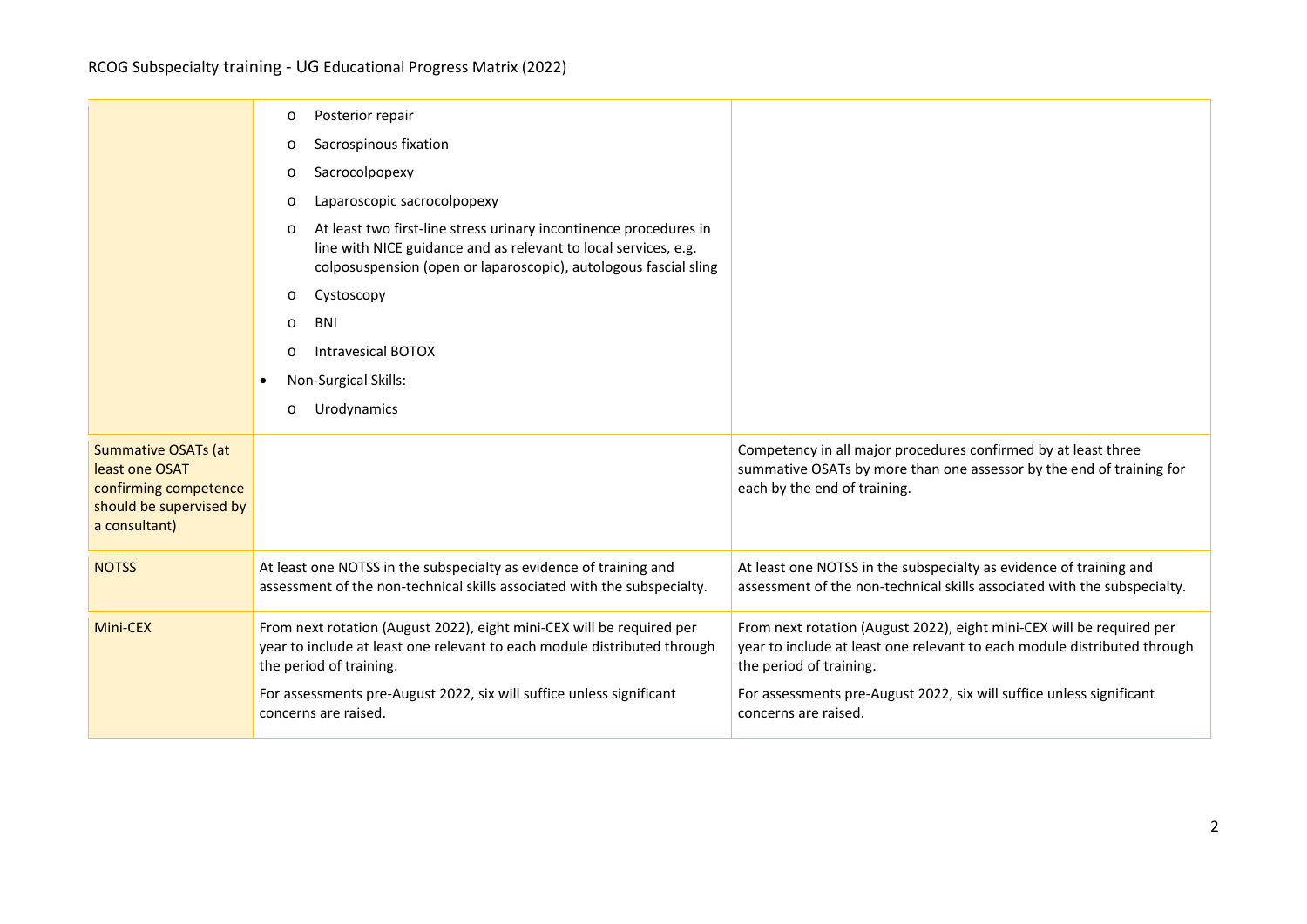| | | |
|---|---|---|
| | o Posterior repair<br>o Sacrospinous fixation<br>o Sacrocolpopexy<br>o Laparoscopic sacrocolpopexy<br>o At least two first-line stress urinary incontinence procedures in line with NICE guidance and as relevant to local services, e.g. colposuspension (open or laparoscopic), autologous fascial sling<br>o Cystoscopy<br>o BNI<br>o Intravesical BOTOX<br>• Non-Surgical Skills:<br>o Urodynamics | |
| Summative OSATs (at least one OSAT confirming competence should be supervised by a consultant) | | Competency in all major procedures confirmed by at least three summative OSATs by more than one assessor by the end of training for each by the end of training. |
| NOTSS | At least one NOTSS in the subspecialty as evidence of training and assessment of the non-technical skills associated with the subspecialty. | At least one NOTSS in the subspecialty as evidence of training and assessment of the non-technical skills associated with the subspecialty. |
| Mini-CEX | From next rotation (August 2022), eight mini-CEX will be required per year to include at least one relevant to each module distributed through the period of training.<br><br>For assessments pre-August 2022, six will suffice unless significant concerns are raised. | From next rotation (August 2022), eight mini-CEX will be required per year to include at least one relevant to each module distributed through the period of training.<br><br>For assessments pre-August 2022, six will suffice unless significant concerns are raised. |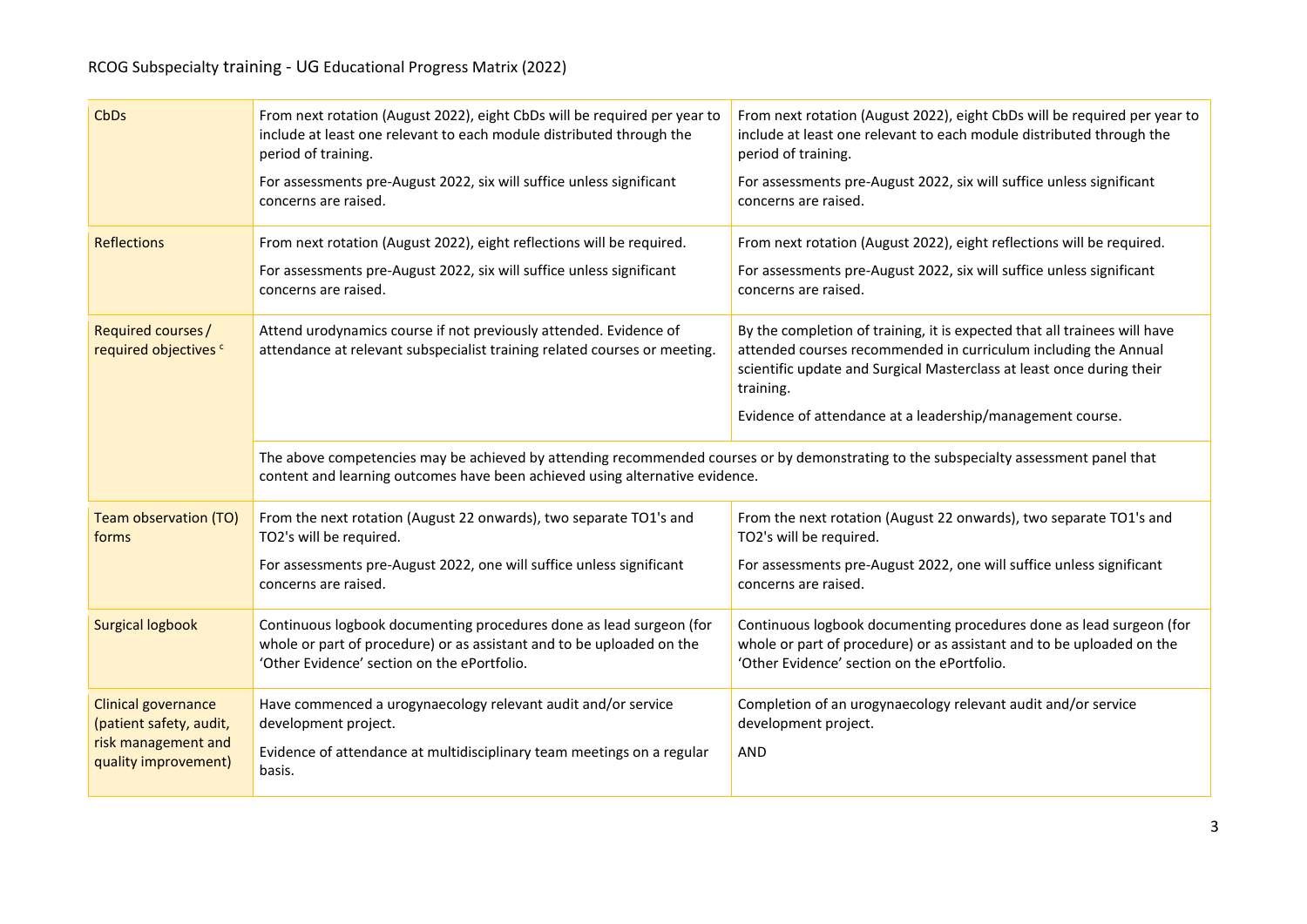| | | |
|---|---|---|
| CbDs | From next rotation (August 2022), eight CbDs will be required per year to include at least one relevant to each module distributed through the period of training.<br><br>For assessments pre-August 2022, six will suffice unless significant concerns are raised. | From next rotation (August 2022), eight CbDs will be required per year to include at least one relevant to each module distributed through the period of training.<br><br>For assessments pre-August 2022, six will suffice unless significant concerns are raised. |
| Reflections | From next rotation (August 2022), eight reflections will be required.<br><br>For assessments pre-August 2022, six will suffice unless significant concerns are raised. | From next rotation (August 2022), eight reflections will be required.<br><br>For assessments pre-August 2022, six will suffice unless significant concerns are raised. |
| Required courses / required objectives [c] | Attend urodynamics course if not previously attended. Evidence of attendance at relevant subspecialist training related courses or meeting. | By the completion of training, it is expected that all trainees will have attended courses recommended in curriculum including the Annual scientific update and Surgical Masterclass at least once during their training.<br><br>Evidence of attendance at a leadership/management course. |
| | The above competencies may be achieved by attending recommended courses or by demonstrating to the subspecialty assessment panel that content and learning outcomes have been achieved using alternative evidence. | |
| Team observation (TO) forms | From the next rotation (August 22 onwards), two separate TO1's and TO2's will be required.<br><br>For assessments pre-August 2022, one will suffice unless significant concerns are raised. | From the next rotation (August 22 onwards), two separate TO1's and TO2's will be required.<br><br>For assessments pre-August 2022, one will suffice unless significant concerns are raised. |
| Surgical logbook | Continuous logbook documenting procedures done as lead surgeon (for whole or part of procedure) or as assistant and to be uploaded on the 'Other Evidence' section on the ePortfolio. | Continuous logbook documenting procedures done as lead surgeon (for whole or part of procedure) or as assistant and to be uploaded on the 'Other Evidence' section on the ePortfolio. |
| Clinical governance (patient safety, audit, risk management and quality improvement) | Have commenced a urogynaecology relevant audit and/or service development project.<br><br>Evidence of attendance at multidisciplinary team meetings on a regular basis. | Completion of an urogynaecology relevant audit and/or service development project.<br><br>AND |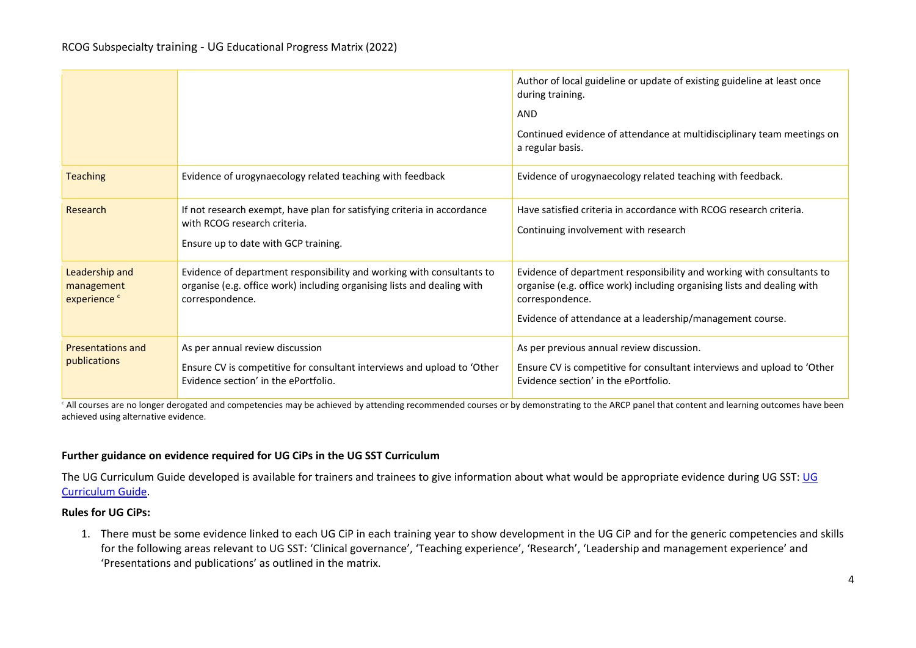| | | |
|---|---|---|
| | | Author of local guideline or update of existing guideline at least once during training.<br>AND<br>Continued evidence of attendance at multidisciplinary team meetings on a regular basis. |
| Teaching | Evidence of urogynaecology related teaching with feedback | Evidence of urogynaecology related teaching with feedback. |
| Research | If not research exempt, have plan for satisfying criteria in accordance with RCOG research criteria.<br>Ensure up to date with GCP training. | Have satisfied criteria in accordance with RCOG research criteria.<br>Continuing involvement with research |
| Leadership and management experience [c] | Evidence of department responsibility and working with consultants to organise (e.g. office work) including organising lists and dealing with correspondence. | Evidence of department responsibility and working with consultants to organise (e.g. office work) including organising lists and dealing with correspondence.<br>Evidence of attendance at a leadership/management course. |
| Presentations and publications | As per annual review discussion<br>Ensure CV is competitive for consultant interviews and upload to 'Other Evidence section' in the ePortfolio. | As per previous annual review discussion.<br>Ensure CV is competitive for consultant interviews and upload to 'Other Evidence section' in the ePortfolio. |

[c] All courses are no longer derogated and competencies may be achieved by attending recommended courses or by demonstrating to the ARCP panel that content and learning outcomes have been achieved using alternative evidence.

**Further guidance on evidence required for UG CiPs in the UG SST Curriculum**

The UG Curriculum Guide developed is available for trainers and trainees to give information about what would be appropriate evidence during UG SST: [UG Curriculum Guide](UG Curriculum Guide).

**Rules for UG CiPs:**

1. There must be some evidence linked to each UG CiP in each training year to show development in the UG CiP and for the generic competencies and skills for the following areas relevant to UG SST: 'Clinical governance', 'Teaching experience', 'Research', 'Leadership and management experience' and 'Presentations and publications' as outlined in the matrix.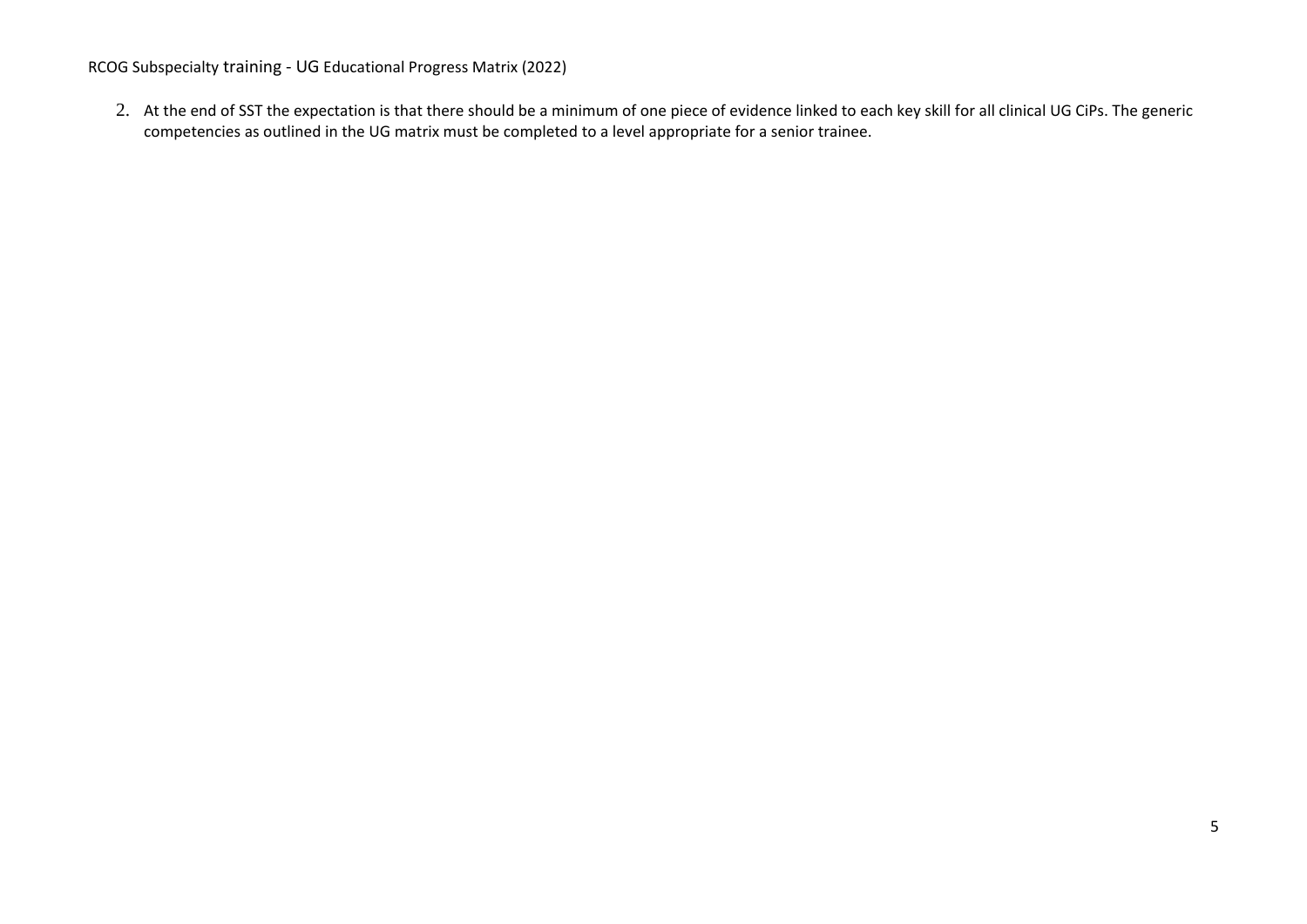2. At the end of SST the expectation is that there should be a minimum of one piece of evidence linked to each key skill for all clinical UG CiPs. The generic competencies as outlined in the UG matrix must be completed to a level appropriate for a senior trainee.